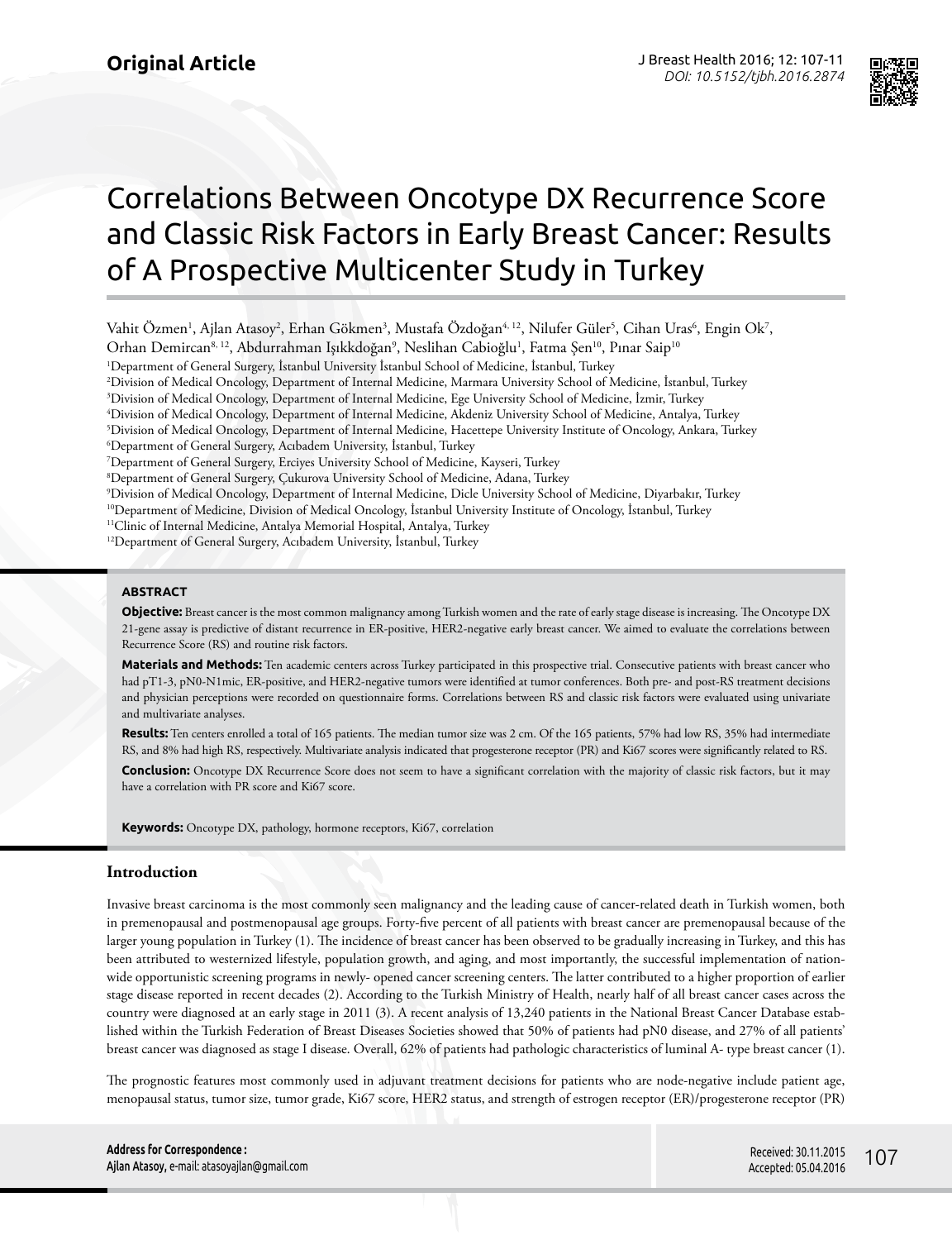Original Article

# Correlations Between Oncotype DX Recurrence Score and Classic Risk Factors in Early Breast Cancer: Results of A Prospective Multicenter Study in Turkey

Vahit Özmen[1], Ajlan Atasoy[2], Erhan Gökmen[3], Mustafa Özdoğan[4, 12], Nilufer Güler[5], Cihan Uras[6], Engin Ok[7], Orhan Demircan[8, 12], Abdurrahman Işıkdoğan[9], Neslihan Cabioğlu[1], Fatma Şen[10], Pınar Saip[10]

[1]Department of General Surgery, İstanbul University İstanbul School of Medicine, İstanbul, Turkey
[2]Division of Medical Oncology, Department of Internal Medicine, Marmara University School of Medicine, İstanbul, Turkey
[3]Division of Medical Oncology, Department of Internal Medicine, Ege University School of Medicine, İzmir, Turkey
[4]Division of Medical Oncology, Department of Internal Medicine, Akdeniz University School of Medicine, Antalya, Turkey
[5]Division of Medical Oncology, Department of Internal Medicine, Hacettepe University Institute of Oncology, Ankara, Turkey
[6]Department of General Surgery, Acıbadem University, İstanbul, Turkey
[7]Department of General Surgery, Erciyes University School of Medicine, Kayseri, Turkey
[8]Department of General Surgery, Çukurova University School of Medicine, Adana, Turkey
[9]Division of Medical Oncology, Department of Internal Medicine, Dicle University School of Medicine, Diyarbakır, Turkey
[10]Department of Medicine, Division of Medical Oncology, İstanbul University Institute of Oncology, İstanbul, Turkey
[11]Clinic of Internal Medicine, Antalya Memorial Hospital, Antalya, Turkey
[12]Department of General Surgery, Acıbadem University, İstanbul, Turkey

## ABSTRACT

**Objective:** Breast cancer is the most common malignancy among Turkish women and the rate of early stage disease is increasing. The Oncotype DX 21-gene assay is predictive of distant recurrence in ER-positive, HER2-negative early breast cancer. We aimed to evaluate the correlations between Recurrence Score (RS) and routine risk factors.

**Materials and Methods:** Ten academic centers across Turkey participated in this prospective trial. Consecutive patients with breast cancer who had pT1-3, pN0-N1mic, ER-positive, and HER2-negative tumors were identified at tumor conferences. Both pre- and post-RS treatment decisions and physician perceptions were recorded on questionnaire forms. Correlations between RS and classic risk factors were evaluated using univariate and multivariate analyses.

**Results:** Ten centers enrolled a total of 165 patients. The median tumor size was 2 cm. Of the 165 patients, 57% had low RS, 35% had intermediate RS, and 8% had high RS, respectively. Multivariate analysis indicated that progesterone receptor (PR) and Ki67 scores were significantly related to RS.

**Conclusion:** Oncotype DX Recurrence Score does not seem to have a significant correlation with the majority of classic risk factors, but it may have a correlation with PR score and Ki67 score.

**Keywords:** Oncotype DX, pathology, hormone receptors, Ki67, correlation

## Introduction

Invasive breast carcinoma is the most commonly seen malignancy and the leading cause of cancer-related death in Turkish women, both in premenopausal and postmenopausal age groups. Forty-five percent of all patients with breast cancer are premenopausal because of the larger young population in Turkey (1). The incidence of breast cancer has been observed to be gradually increasing in Turkey, and this has been attributed to westernized lifestyle, population growth, and aging, and most importantly, the successful implementation of nation-wide opportunistic screening programs in newly- opened cancer screening centers. The latter contributed to a higher proportion of earlier stage disease reported in recent decades (2). According to the Turkish Ministry of Health, nearly half of all breast cancer cases across the country were diagnosed at an early stage in 2011 (3). A recent analysis of 13,240 patients in the National Breast Cancer Database established within the Turkish Federation of Breast Diseases Societies showed that 50% of patients had pN0 disease, and 27% of all patients' breast cancer was diagnosed as stage I disease. Overall, 62% of patients had pathologic characteristics of luminal A- type breast cancer (1).

The prognostic features most commonly used in adjuvant treatment decisions for patients who are node-negative include patient age, menopausal status, tumor size, tumor grade, Ki67 score, HER2 status, and strength of estrogen receptor (ER)/progesterone receptor (PR)

**Address for Correspondence :**
Ajlan Atasoy, e-mail: atasoyajlan@gmail.com

Received: 30.11.2015
Accepted: 05.04.2016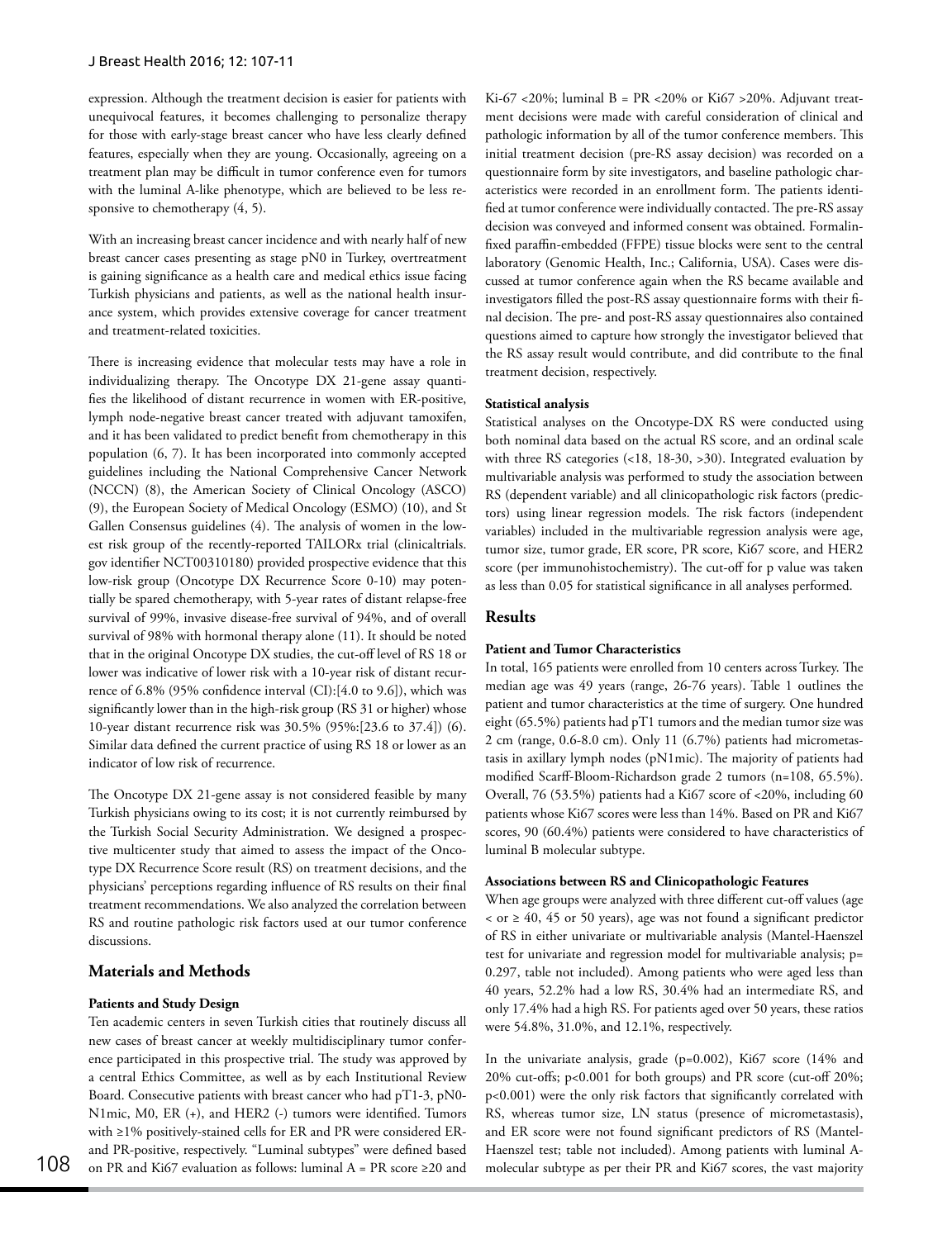expression. Although the treatment decision is easier for patients with unequivocal features, it becomes challenging to personalize therapy for those with early-stage breast cancer who have less clearly defined features, especially when they are young. Occasionally, agreeing on a treatment plan may be difficult in tumor conference even for tumors with the luminal A-like phenotype, which are believed to be less responsive to chemotherapy (4, 5).

With an increasing breast cancer incidence and with nearly half of new breast cancer cases presenting as stage pN0 in Turkey, overtreatment is gaining significance as a health care and medical ethics issue facing Turkish physicians and patients, as well as the national health insurance system, which provides extensive coverage for cancer treatment and treatment-related toxicities.

There is increasing evidence that molecular tests may have a role in individualizing therapy. The Oncotype DX 21-gene assay quantifies the likelihood of distant recurrence in women with ER-positive, lymph node-negative breast cancer treated with adjuvant tamoxifen, and it has been validated to predict benefit from chemotherapy in this population (6, 7). It has been incorporated into commonly accepted guidelines including the National Comprehensive Cancer Network (NCCN) (8), the American Society of Clinical Oncology (ASCO) (9), the European Society of Medical Oncology (ESMO) (10), and St Gallen Consensus guidelines (4). The analysis of women in the lowest risk group of the recently-reported TAILORx trial (clinicaltrials.gov identifier NCT00310180) provided prospective evidence that this low-risk group (Oncotype DX Recurrence Score 0-10) may potentially be spared chemotherapy, with 5-year rates of distant relapse-free survival of 99%, invasive disease-free survival of 94%, and of overall survival of 98% with hormonal therapy alone (11). It should be noted that in the original Oncotype DX studies, the cut-off level of RS 18 or lower was indicative of lower risk with a 10-year risk of distant recurrence of 6.8% (95% confidence interval (CI):[4.0 to 9.6]), which was significantly lower than in the high-risk group (RS 31 or higher) whose 10-year distant recurrence risk was 30.5% (95%:[23.6 to 37.4]) (6). Similar data defined the current practice of using RS 18 or lower as an indicator of low risk of recurrence.

The Oncotype DX 21-gene assay is not considered feasible by many Turkish physicians owing to its cost; it is not currently reimbursed by the Turkish Social Security Administration. We designed a prospective multicenter study that aimed to assess the impact of the Oncotype DX Recurrence Score result (RS) on treatment decisions, and the physicians' perceptions regarding influence of RS results on their final treatment recommendations. We also analyzed the correlation between RS and routine pathologic risk factors used at our tumor conference discussions.

## Materials and Methods

### Patients and Study Design

Ten academic centers in seven Turkish cities that routinely discuss all new cases of breast cancer at weekly multidisciplinary tumor conference participated in this prospective trial. The study was approved by a central Ethics Committee, as well as by each Institutional Review Board. Consecutive patients with breast cancer who had pT1-3, pN0-N1mic, M0, ER (+), and HER2 (-) tumors were identified. Tumors with ≥1% positively-stained cells for ER and PR were considered ER- and PR-positive, respectively. "Luminal subtypes" were defined based on PR and Ki67 evaluation as follows: luminal A = PR score ≥20 and Ki-67 <20%; luminal B = PR <20% or Ki67 >20%. Adjuvant treatment decisions were made with careful consideration of clinical and pathologic information by all of the tumor conference members. This initial treatment decision (pre-RS assay decision) was recorded on a questionnaire form by site investigators, and baseline pathologic characteristics were recorded in an enrollment form. The patients identified at tumor conference were individually contacted. The pre-RS assay decision was conveyed and informed consent was obtained. Formalin-fixed paraffin-embedded (FFPE) tissue blocks were sent to the central laboratory (Genomic Health, Inc.; California, USA). Cases were discussed at tumor conference again when the RS became available and investigators filled the post-RS assay questionnaire forms with their final decision. The pre- and post-RS assay questionnaires also contained questions aimed to capture how strongly the investigator believed that the RS assay result would contribute, and did contribute to the final treatment decision, respectively.

### Statistical analysis

Statistical analyses on the Oncotype-DX RS were conducted using both nominal data based on the actual RS score, and an ordinal scale with three RS categories (<18, 18-30, >30). Integrated evaluation by multivariable analysis was performed to study the association between RS (dependent variable) and all clinicopathologic risk factors (predictors) using linear regression models. The risk factors (independent variables) included in the multivariable regression analysis were age, tumor size, tumor grade, ER score, PR score, Ki67 score, and HER2 score (per immunohistochemistry). The cut-off for p value was taken as less than 0.05 for statistical significance in all analyses performed.

## Results

### Patient and Tumor Characteristics

In total, 165 patients were enrolled from 10 centers across Turkey. The median age was 49 years (range, 26-76 years). Table 1 outlines the patient and tumor characteristics at the time of surgery. One hundred eight (65.5%) patients had pT1 tumors and the median tumor size was 2 cm (range, 0.6-8.0 cm). Only 11 (6.7%) patients had micrometastasis in axillary lymph nodes (pN1mic). The majority of patients had modified Scarff-Bloom-Richardson grade 2 tumors (n=108, 65.5%). Overall, 76 (53.5%) patients had a Ki67 score of <20%, including 60 patients whose Ki67 scores were less than 14%. Based on PR and Ki67 scores, 90 (60.4%) patients were considered to have characteristics of luminal B molecular subtype.

### Associations between RS and Clinicopathologic Features

When age groups were analyzed with three different cut-off values (age < or ≥ 40, 45 or 50 years), age was not found a significant predictor of RS in either univariate or multivariable analysis (Mantel-Haenszel test for univariate and regression model for multivariable analysis; p= 0.297, table not included). Among patients who were aged less than 40 years, 52.2% had a low RS, 30.4% had an intermediate RS, and only 17.4% had a high RS. For patients aged over 50 years, these ratios were 54.8%, 31.0%, and 12.1%, respectively.

In the univariate analysis, grade (p=0.002), Ki67 score (14% and 20% cut-offs; p<0.001 for both groups) and PR score (cut-off 20%; p<0.001) were the only risk factors that significantly correlated with RS, whereas tumor size, LN status (presence of micrometastasis), and ER score were not found significant predictors of RS (Mantel-Haenszel test; table not included). Among patients with luminal A-molecular subtype as per their PR and Ki67 scores, the vast majority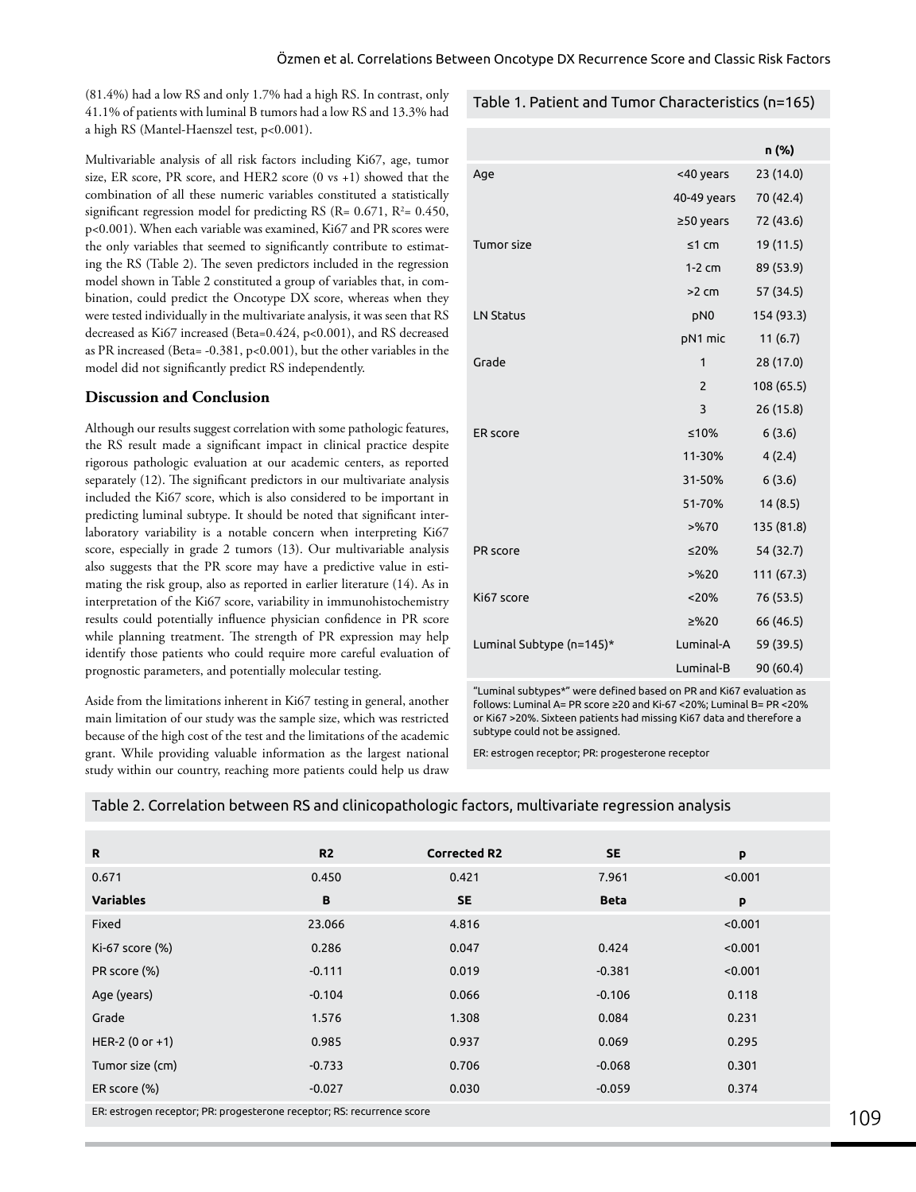(81.4%) had a low RS and only 1.7% had a high RS. In contrast, only 41.1% of patients with luminal B tumors had a low RS and 13.3% had a high RS (Mantel-Haenszel test, $p<0.001$).

Multivariable analysis of all risk factors including Ki67, age, tumor size, ER score, PR score, and HER2 score (0 vs +1) showed that the combination of all these numeric variables constituted a statistically significant regression model for predicting RS ($R= 0.671$, $R^2= 0.450$, $p<0.001$). When each variable was examined, Ki67 and PR scores were the only variables that seemed to significantly contribute to estimating the RS (Table 2). The seven predictors included in the regression model shown in Table 2 constituted a group of variables that, in combination, could predict the Oncotype DX score, whereas when they were tested individually in the multivariate analysis, it was seen that RS decreased as Ki67 increased (Beta=0.424, $p<0.001$), and RS decreased as PR increased (Beta= -0.381, $p<0.001$), but the other variables in the model did not significantly predict RS independently.

## Discussion and Conclusion

Although our results suggest correlation with some pathologic features, the RS result made a significant impact in clinical practice despite rigorous pathologic evaluation at our academic centers, as reported separately (12). The significant predictors in our multivariate analysis included the Ki67 score, which is also considered to be important in predicting luminal subtype. It should be noted that significant interlaboratory variability is a notable concern when interpreting Ki67 score, especially in grade 2 tumors (13). Our multivariable analysis also suggests that the PR score may have a predictive value in estimating the risk group, also as reported in earlier literature (14). As in interpretation of the Ki67 score, variability in immunohistochemistry results could potentially influence physician confidence in PR score while planning treatment. The strength of PR expression may help identify those patients who could require more careful evaluation of prognostic parameters, and potentially molecular testing.

Aside from the limitations inherent in Ki67 testing in general, another main limitation of our study was the sample size, which was restricted because of the high cost of the test and the limitations of the academic grant. While providing valuable information as the largest national study within our country, reaching more patients could help us draw

Table 1. Patient and Tumor Characteristics (n=165)

| | | n (%) |
|---|---|---|
| Age | <40 years | 23 (14.0) |
| | 40-49 years | 70 (42.4) |
| | ≥50 years | 72 (43.6) |
| Tumor size | ≤1 cm | 19 (11.5) |
| | 1-2 cm | 89 (53.9) |
| | >2 cm | 57 (34.5) |
| LN Status | pN0 | 154 (93.3) |
| | pN1 mic | 11 (6.7) |
| Grade | 1 | 28 (17.0) |
| | 2 | 108 (65.5) |
| | 3 | 26 (15.8) |
| ER score | ≤10% | 6 (3.6) |
| | 11-30% | 4 (2.4) |
| | 31-50% | 6 (3.6) |
| | 51-70% | 14 (8.5) |
| | >%70 | 135 (81.8) |
| PR score | ≤20% | 54 (32.7) |
| | >%20 | 111 (67.3) |
| Ki67 score | <20% | 76 (53.5) |
| | ≥%20 | 66 (46.5) |
| Luminal Subtype (n=145)* | Luminal-A | 59 (39.5) |
| | Luminal-B | 90 (60.4) |

"Luminal subtypes*" were defined based on PR and Ki67 evaluation as follows: Luminal A= PR score ≥20 and Ki-67 <20%; Luminal B= PR <20% or Ki67 >20%. Sixteen patients had missing Ki67 data and therefore a subtype could not be assigned.

ER: estrogen receptor; PR: progesterone receptor

Table 2. Correlation between RS and clinicopathologic factors, multivariate regression analysis

| R | R2 | Corrected R2 | SE | p |
|---|---|---|---|---|
| 0.671 | 0.450 | 0.421 | 7.961 | <0.001 |
| **Variables** | **B** | **SE** | **Beta** | **p** |
| Fixed | 23.066 | 4.816 | | <0.001 |
| Ki-67 score (%) | 0.286 | 0.047 | 0.424 | <0.001 |
| PR score (%) | -0.111 | 0.019 | -0.381 | <0.001 |
| Age (years) | -0.104 | 0.066 | -0.106 | 0.118 |
| Grade | 1.576 | 1.308 | 0.084 | 0.231 |
| HER-2 (0 or +1) | 0.985 | 0.937 | 0.069 | 0.295 |
| Tumor size (cm) | -0.733 | 0.706 | -0.068 | 0.301 |
| ER score (%) | -0.027 | 0.030 | -0.059 | 0.374 |

ER: estrogen receptor; PR: progesterone receptor; RS: recurrence score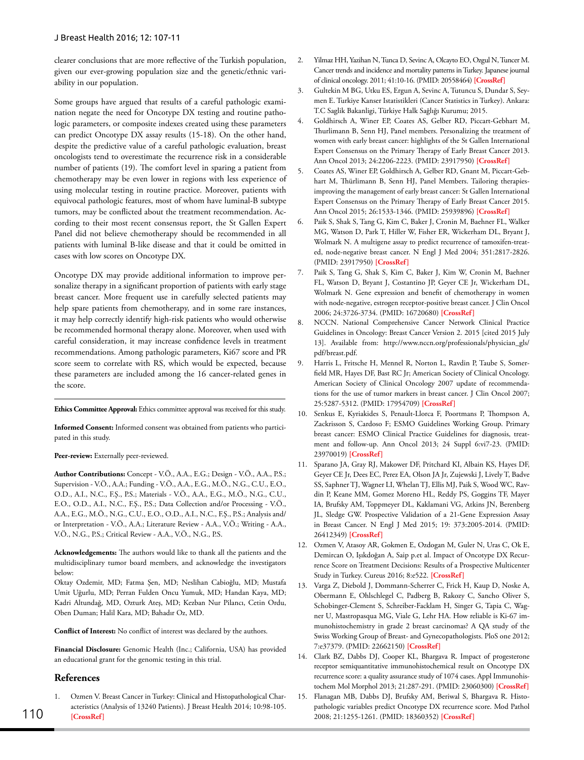clearer conclusions that are more reflective of the Turkish population, given our ever-growing population size and the genetic/ethnic variability in our population.

Some groups have argued that results of a careful pathologic examination negate the need for Oncotype DX testing and routine pathologic parameters, or composite indexes created using these parameters can predict Oncotype DX assay results (15-18). On the other hand, despite the predictive value of a careful pathologic evaluation, breast oncologists tend to overestimate the recurrence risk in a considerable number of patients (19). The comfort level in sparing a patient from chemotherapy may be even lower in regions with less experience of using molecular testing in routine practice. Moreover, patients with equivocal pathologic features, most of whom have luminal-B subtype tumors, may be conflicted about the treatment recommendation. According to their most recent consensus report, the St Gallen Expert Panel did not believe chemotherapy should be recommended in all patients with luminal B-like disease and that it could be omitted in cases with low scores on Oncotype DX.

Oncotype DX may provide additional information to improve personalize therapy in a significant proportion of patients with early stage breast cancer. More frequent use in carefully selected patients may help spare patients from chemotherapy, and in some rare instances, it may help correctly identify high-risk patients who would otherwise be recommended hormonal therapy alone. Moreover, when used with careful consideration, it may increase confidence levels in treatment recommendations. Among pathologic parameters, Ki67 score and PR score seem to correlate with RS, which would be expected, because these parameters are included among the 16 cancer-related genes in the score.

---

**Ethics Committee Approval:** Ethics committee approval was received for this study.

**Informed Consent:** Informed consent was obtained from patients who participated in this study.

**Peer-review:** Externally peer-reviewed.

**Author Contributions:** Concept - V.Ö., A.A., E.G.; Design - V.Ö., A.A., P.S.; Supervision - V.Ö., A.A.; Funding - V.Ö., A.A., E.G., M.Ö., N.G., C.U., E.O., O.D., A.I., N.C., F.Ş., P.S.; Materials - V.Ö., A.A., E.G., M.Ö., N.G., C.U., E.O., O.D., A.I., N.C., F.Ş., P.S.; Data Collection and/or Processing - V.Ö., A.A., E.G., M.Ö., N.G., C.U., E.O., O.D., A.I., N.C., F.Ş., P.S.; Analysis and/or Interpretation - V.Ö., A.A.; Literature Review - A.A., V.Ö.; Writing - A.A., V.Ö., N.G., P.S.; Critical Review - A.A., V.Ö., N.G., P.S.

**Acknowledgements:** The authors would like to thank all the patients and the multidisciplinary tumor board members, and acknowledge the investigators below:
Oktay Ozdemir, MD; Fatma Şen, MD; Neslihan Cabioğlu, MD; Mustafa Umit Uğurlu, MD; Perran Fulden Oncu Yumuk, MD; Handan Kaya, MD; Kadri Altundağ, MD, Ozturk Ateş, MD; Kezban Nur Pilancı, Cetin Ordu, Oben Duman; Halil Kara, MD; Bahadır Oz, MD.

**Conflict of Interest:** No conflict of interest was declared by the authors.

**Financial Disclosure:** Genomic Health (Inc.; California, USA) has provided an educational grant for the genomic testing in this trial.

## References

1. Ozmen V. Breast Cancer in Turkey: Clinical and Histopathological Characteristics (Analysis of 13240 Patients). J Breast Health 2014; 10:98-105. [CrossRef]
2. Yilmaz HH, Yazihan N, Tunca D, Sevinc A, Olcayto EO, Ozgul N, Tuncer M. Cancer trends and incidence and mortality patterns in Turkey. Japanese journal of clinical oncology. 2011; 41:10-16. (PMID: 20558464) [CrossRef]
3. Gultekin M BG, Utku ES, Ergun A, Sevinc A, Tutuncu S, Dundar S, Seymen E. Turkiye Kanser Istatistikleri (Cancer Statistics in Turkey). Ankara: T.C Saglik Bakanligi, Türkiye Halk Sağlığı Kurumu; 2015.
4. Goldhirsch A, Winer EP, Coates AS, Gelber RD, Piccart-Gebhart M, Thurlimann B, Senn HJ, Panel members. Personalizing the treatment of women with early breast cancer: highlights of the St Gallen International Expert Consensus on the Primary Therapy of Early Breast Cancer 2013. Ann Oncol 2013; 24:2206-2223. (PMID: 23917950) [CrossRef]
5. Coates AS, Winer EP, Goldhirsch A, Gelber RD, Gnant M, Piccart-Gebhart M, Thürlimann B, Senn HJ, Panel Members. Tailoring therapies-improving the management of early breast cancer: St Gallen International Expert Consensus on the Primary Therapy of Early Breast Cancer 2015. Ann Oncol 2015; 26:1533-1346. (PMID: 25939896) [CrossRef]
6. Paik S, Shak S, Tang G, Kim C, Baker J, Cronin M, Baehner FL, Walker MG, Watson D, Park T, Hiller W, Fisher ER, Wickerham DL, Bryant J, Wolmark N. A multigene assay to predict recurrence of tamoxifen-treated, node-negative breast cancer. N Engl J Med 2004; 351:2817-2826. (PMID: 23917950) [CrossRef]
7. Paik S, Tang G, Shak S, Kim C, Baker J, Kim W, Cronin M, Baehner FL, Watson D, Bryant J, Costantino JP, Geyer CE Jr, Wickerham DL, Wolmark N. Gene expression and benefit of chemotherapy in women with node-negative, estrogen receptor-positive breast cancer. J Clin Oncol 2006; 24:3726-3734. (PMID: 16720680) [CrossRef]
8. NCCN. National Comprehensive Cancer Network Clinical Practice Guidelines in Oncology: Breast Cancer Version 2. 2015 [cited 2015 July 13]. Available from: http://www.nccn.org/professionals/physician_gls/pdf/breast.pdf.
9. Harris L, Fritsche H, Mennel R, Norton L, Ravdin P, Taube S, Somerfield MR, Hayes DF, Bast RC Jr; American Society of Clinical Oncology. American Society of Clinical Oncology 2007 update of recommendations for the use of tumor markers in breast cancer. J Clin Oncol 2007; 25:5287-5312. (PMID: 17954709) [CrossRef]
10. Senkus E, Kyriakides S, Penault-Llorca F, Poortmans P, Thompson A, Zackrisson S, Cardoso F; ESMO Guidelines Working Group. Primary breast cancer: ESMO Clinical Practice Guidelines for diagnosis, treatment and follow-up. Ann Oncol 2013; 24 Suppl 6:vi7-23. (PMID: 23970019) [CrossRef]
11. Sparano JA, Gray RJ, Makower DF, Pritchard KI, Albain KS, Hayes DF, Geyer CE Jr, Dees EC, Perez EA, Olson JA Jr, Zujewski J, Lively T, Badve SS, Saphner TJ, Wagner LI, Whelan TJ, Ellis MJ, Paik S, Wood WC, Ravdin P, Keane MM, Gomez Moreno HL, Reddy PS, Goggins TF, Mayer IA, Brufsky AM, Toppmeyer DL, Kaklamani VG, Atkins JN, Berenberg JL, Sledge GW. Prospective Validation of a 21-Gene Expression Assay in Breast Cancer. N Engl J Med 2015; 19: 373:2005-2014. (PMID: 26412349) [CrossRef]
12. Ozmen V, Atasoy AR, Gokmen E, Ozdogan M, Guler N, Uras C, Ok E, Demircan O, Işıkdoğan A, Saip p.et al. Impact of Oncotype DX Recurrence Score on Treatment Decisions: Results of a Prospective Multicenter Study in Turkey. Cureus 2016; 8:e522. [CrossRef]
13. Varga Z, Diebold J, Dommann-Scherrer C, Frick H, Kaup D, Noske A, Obermann E, Ohlschlegel C, Padberg B, Rakozy C, Sancho Oliver S, Schobinger-Clement S, Schreiber-Facklam H, Singer G, Tapia C, Wagner U, Mastropasqua MG, Viale G, Lehr HA. How reliable is Ki-67 immunohistochemistry in grade 2 breast carcinomas? A QA study of the Swiss Working Group of Breast- and Gynecopathologists. PloS one 2012; 7:e37379. (PMID: 22662150) [CrossRef]
14. Clark BZ, Dabbs DJ, Cooper KL, Bhargava R. Impact of progesterone receptor semiquantitative immunohistochemical result on Oncotype DX recurrence score: a quality assurance study of 1074 cases. Appl Immunohistochem Mol Morphol 2013; 21:287-291. (PMID: 23060300) [CrossRef]
15. Flanagan MB, Dabbs DJ, Brufsky AM, Beriwal S, Bhargava R. Histopathologic variables predict Oncotype DX recurrence score. Mod Pathol 2008; 21:1255-1261. (PMID: 18360352) [CrossRef]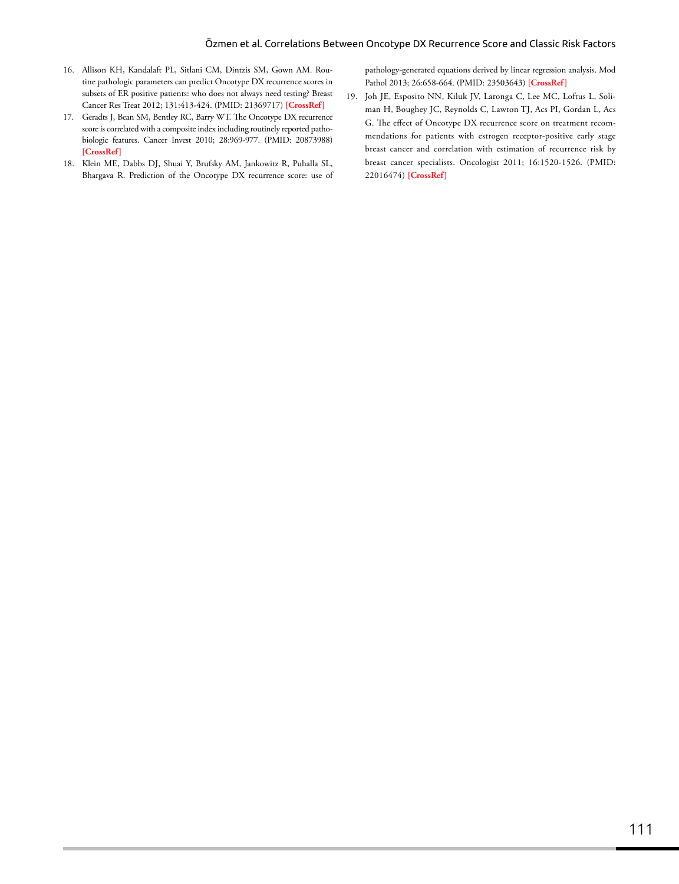16. Allison KH, Kandalaft PL, Sitlani CM, Dintzis SM, Gown AM. Routine pathologic parameters can predict Oncotype DX recurrence scores in subsets of ER positive patients: who does not always need testing? Breast Cancer Res Treat 2012; 131:413-424. (PMID: 21369717) [CrossRef]
17. Geradts J, Bean SM, Bentley RC, Barry WT. The Oncotype DX recurrence score is correlated with a composite index including routinely reported pathobiologic features. Cancer Invest 2010; 28:969-977. (PMID: 20873988) [CrossRef]
18. Klein ME, Dabbs DJ, Shuai Y, Brufsky AM, Jankowitz R, Puhalla SL, Bhargava R. Prediction of the Oncotype DX recurrence score: use of pathology-generated equations derived by linear regression analysis. Mod Pathol 2013; 26:658-664. (PMID: 23503643) [CrossRef]
19. Joh JE, Esposito NN, Kiluk JV, Laronga C, Lee MC, Loftus L, Soliman H, Boughey JC, Reynolds C, Lawton TJ, Acs PI, Gordan L, Acs G. The effect of Oncotype DX recurrence score on treatment recommendations for patients with estrogen receptor-positive early stage breast cancer and correlation with estimation of recurrence risk by breast cancer specialists. Oncologist 2011; 16:1520-1526. (PMID: 22016474) [CrossRef]